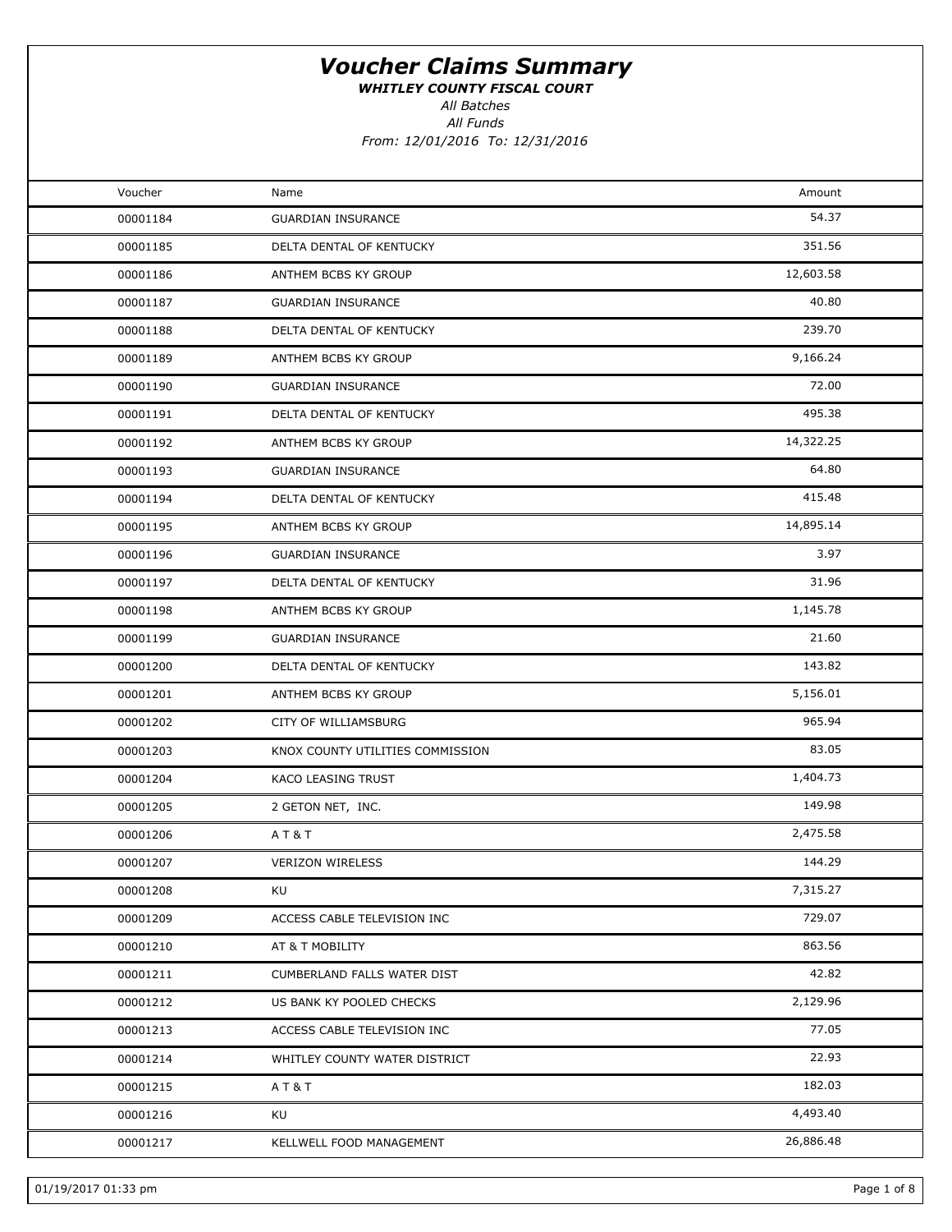# Voucher Claims Summary

***WHITLEY COUNTY FISCAL COURT***

*All Batches*

*All Funds*

*From: 12/01/2016 To: 12/31/2016*

| Voucher | Name | Amount |
|---|---|---|
| 00001184 | GUARDIAN INSURANCE | 54.37 |
| 00001185 | DELTA DENTAL OF KENTUCKY | 351.56 |
| 00001186 | ANTHEM BCBS KY GROUP | 12,603.58 |
| 00001187 | GUARDIAN INSURANCE | 40.80 |
| 00001188 | DELTA DENTAL OF KENTUCKY | 239.70 |
| 00001189 | ANTHEM BCBS KY GROUP | 9,166.24 |
| 00001190 | GUARDIAN INSURANCE | 72.00 |
| 00001191 | DELTA DENTAL OF KENTUCKY | 495.38 |
| 00001192 | ANTHEM BCBS KY GROUP | 14,322.25 |
| 00001193 | GUARDIAN INSURANCE | 64.80 |
| 00001194 | DELTA DENTAL OF KENTUCKY | 415.48 |
| 00001195 | ANTHEM BCBS KY GROUP | 14,895.14 |
| 00001196 | GUARDIAN INSURANCE | 3.97 |
| 00001197 | DELTA DENTAL OF KENTUCKY | 31.96 |
| 00001198 | ANTHEM BCBS KY GROUP | 1,145.78 |
| 00001199 | GUARDIAN INSURANCE | 21.60 |
| 00001200 | DELTA DENTAL OF KENTUCKY | 143.82 |
| 00001201 | ANTHEM BCBS KY GROUP | 5,156.01 |
| 00001202 | CITY OF WILLIAMSBURG | 965.94 |
| 00001203 | KNOX COUNTY UTILITIES COMMISSION | 83.05 |
| 00001204 | KACO LEASING TRUST | 1,404.73 |
| 00001205 | 2 GETON NET, INC. | 149.98 |
| 00001206 | A T & T | 2,475.58 |
| 00001207 | VERIZON WIRELESS | 144.29 |
| 00001208 | KU | 7,315.27 |
| 00001209 | ACCESS CABLE TELEVISION INC | 729.07 |
| 00001210 | AT & T MOBILITY | 863.56 |
| 00001211 | CUMBERLAND FALLS WATER DIST | 42.82 |
| 00001212 | US BANK KY POOLED CHECKS | 2,129.96 |
| 00001213 | ACCESS CABLE TELEVISION INC | 77.05 |
| 00001214 | WHITLEY COUNTY WATER DISTRICT | 22.93 |
| 00001215 | A T & T | 182.03 |
| 00001216 | KU | 4,493.40 |
| 00001217 | KELLWELL FOOD MANAGEMENT | 26,886.48 |

01/19/2017 01:33 pm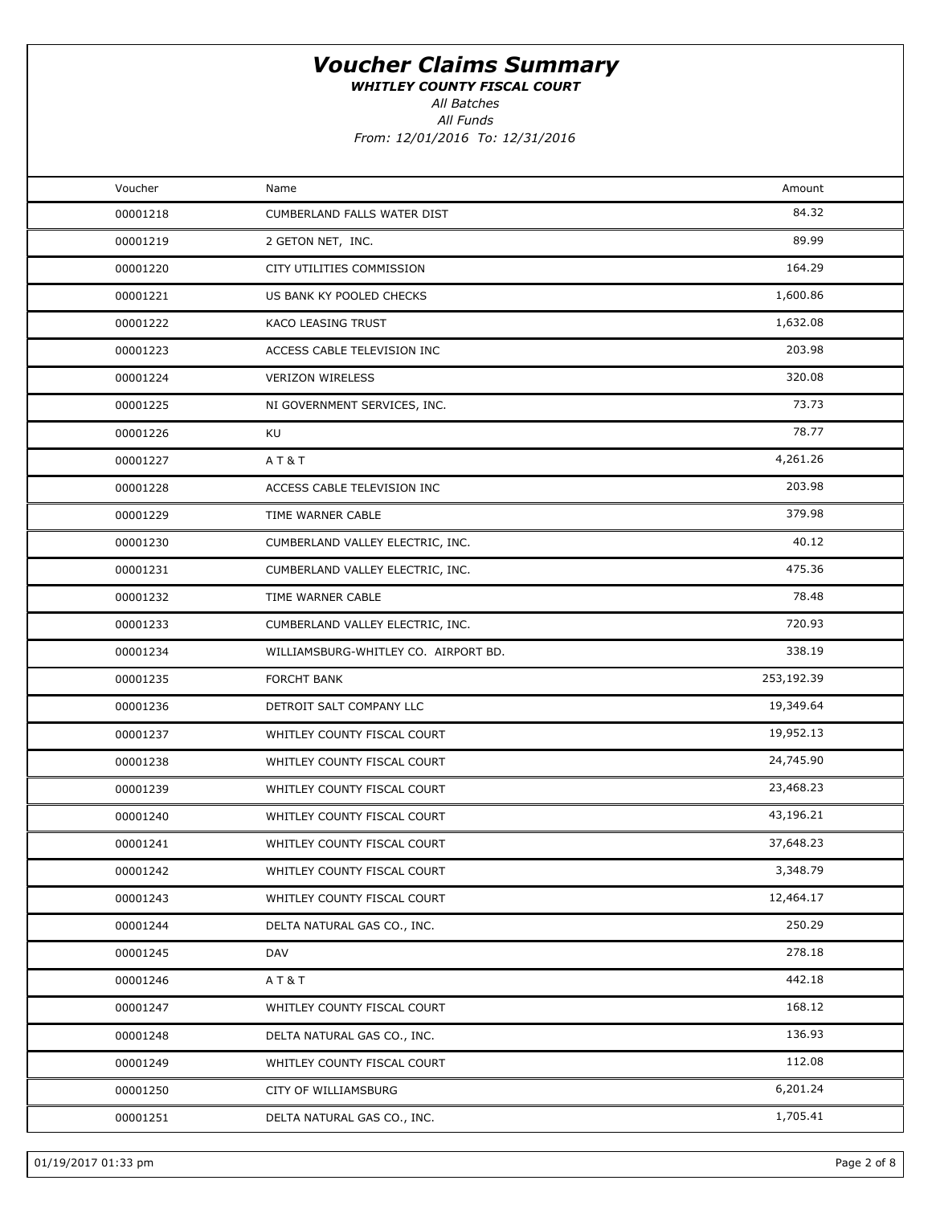# *Voucher Claims Summary*

***WHITLEY COUNTY FISCAL COURT***

*All Batches*

*All Funds*

*From: 12/01/2016 To: 12/31/2016*

| Voucher | Name | Amount |
|---|---|---|
| 00001218 | CUMBERLAND FALLS WATER DIST | 84.32 |
| 00001219 | 2 GETON NET, INC. | 89.99 |
| 00001220 | CITY UTILITIES COMMISSION | 164.29 |
| 00001221 | US BANK KY POOLED CHECKS | 1,600.86 |
| 00001222 | KACO LEASING TRUST | 1,632.08 |
| 00001223 | ACCESS CABLE TELEVISION INC | 203.98 |
| 00001224 | VERIZON WIRELESS | 320.08 |
| 00001225 | NI GOVERNMENT SERVICES, INC. | 73.73 |
| 00001226 | KU | 78.77 |
| 00001227 | A T & T | 4,261.26 |
| 00001228 | ACCESS CABLE TELEVISION INC | 203.98 |
| 00001229 | TIME WARNER CABLE | 379.98 |
| 00001230 | CUMBERLAND VALLEY ELECTRIC, INC. | 40.12 |
| 00001231 | CUMBERLAND VALLEY ELECTRIC, INC. | 475.36 |
| 00001232 | TIME WARNER CABLE | 78.48 |
| 00001233 | CUMBERLAND VALLEY ELECTRIC, INC. | 720.93 |
| 00001234 | WILLIAMSBURG-WHITLEY CO. AIRPORT BD. | 338.19 |
| 00001235 | FORCHT BANK | 253,192.39 |
| 00001236 | DETROIT SALT COMPANY LLC | 19,349.64 |
| 00001237 | WHITLEY COUNTY FISCAL COURT | 19,952.13 |
| 00001238 | WHITLEY COUNTY FISCAL COURT | 24,745.90 |
| 00001239 | WHITLEY COUNTY FISCAL COURT | 23,468.23 |
| 00001240 | WHITLEY COUNTY FISCAL COURT | 43,196.21 |
| 00001241 | WHITLEY COUNTY FISCAL COURT | 37,648.23 |
| 00001242 | WHITLEY COUNTY FISCAL COURT | 3,348.79 |
| 00001243 | WHITLEY COUNTY FISCAL COURT | 12,464.17 |
| 00001244 | DELTA NATURAL GAS CO., INC. | 250.29 |
| 00001245 | DAV | 278.18 |
| 00001246 | A T & T | 442.18 |
| 00001247 | WHITLEY COUNTY FISCAL COURT | 168.12 |
| 00001248 | DELTA NATURAL GAS CO., INC. | 136.93 |
| 00001249 | WHITLEY COUNTY FISCAL COURT | 112.08 |
| 00001250 | CITY OF WILLIAMSBURG | 6,201.24 |
| 00001251 | DELTA NATURAL GAS CO., INC. | 1,705.41 |

01/19/2017 01:33 pm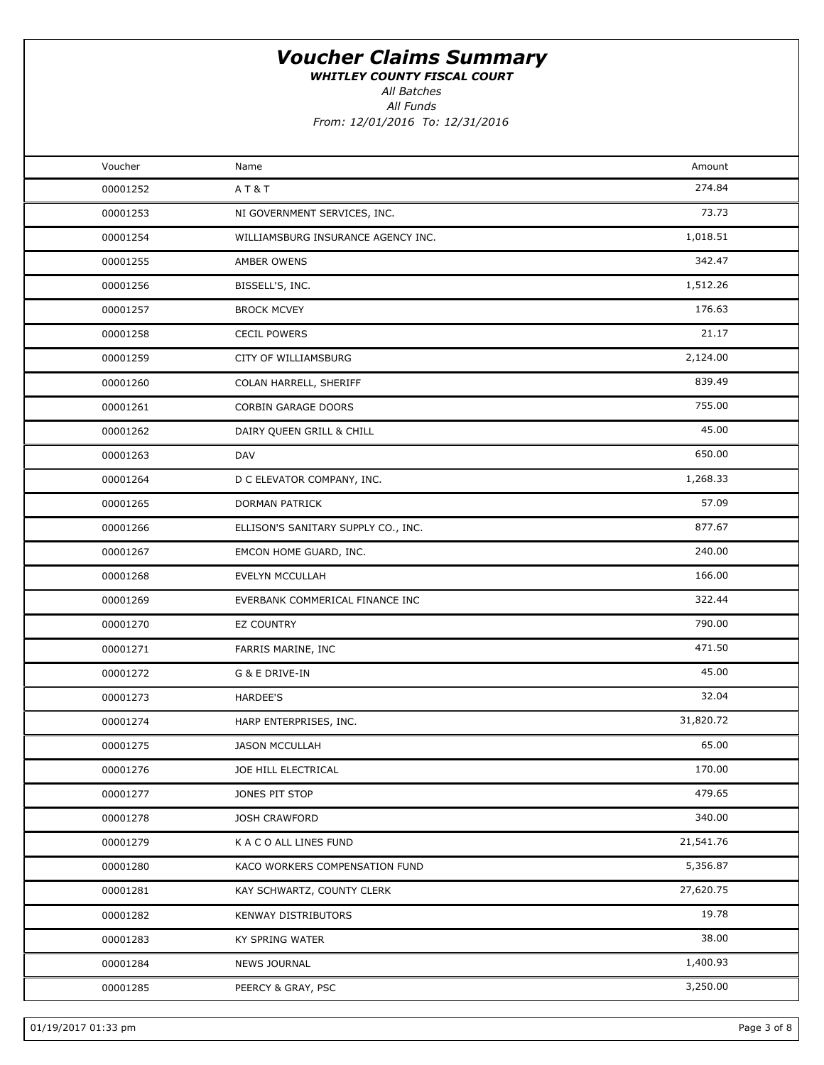# Voucher Claims Summary

***WHITLEY COUNTY FISCAL COURT***

*All Batches*

*All Funds*

*From: 12/01/2016 To: 12/31/2016*

| Voucher | Name | Amount |
|---|---|---|
| 00001252 | A T & T | 274.84 |
| 00001253 | NI GOVERNMENT SERVICES, INC. | 73.73 |
| 00001254 | WILLIAMSBURG INSURANCE AGENCY INC. | 1,018.51 |
| 00001255 | AMBER OWENS | 342.47 |
| 00001256 | BISSELL'S, INC. | 1,512.26 |
| 00001257 | BROCK MCVEY | 176.63 |
| 00001258 | CECIL POWERS | 21.17 |
| 00001259 | CITY OF WILLIAMSBURG | 2,124.00 |
| 00001260 | COLAN HARRELL, SHERIFF | 839.49 |
| 00001261 | CORBIN GARAGE DOORS | 755.00 |
| 00001262 | DAIRY QUEEN GRILL & CHILL | 45.00 |
| 00001263 | DAV | 650.00 |
| 00001264 | D C ELEVATOR COMPANY, INC. | 1,268.33 |
| 00001265 | DORMAN PATRICK | 57.09 |
| 00001266 | ELLISON'S SANITARY SUPPLY CO., INC. | 877.67 |
| 00001267 | EMCON HOME GUARD, INC. | 240.00 |
| 00001268 | EVELYN MCCULLAH | 166.00 |
| 00001269 | EVERBANK COMMERICAL FINANCE INC | 322.44 |
| 00001270 | EZ COUNTRY | 790.00 |
| 00001271 | FARRIS MARINE, INC | 471.50 |
| 00001272 | G & E DRIVE-IN | 45.00 |
| 00001273 | HARDEE'S | 32.04 |
| 00001274 | HARP ENTERPRISES, INC. | 31,820.72 |
| 00001275 | JASON MCCULLAH | 65.00 |
| 00001276 | JOE HILL ELECTRICAL | 170.00 |
| 00001277 | JONES PIT STOP | 479.65 |
| 00001278 | JOSH CRAWFORD | 340.00 |
| 00001279 | K A C O ALL LINES FUND | 21,541.76 |
| 00001280 | KACO WORKERS COMPENSATION FUND | 5,356.87 |
| 00001281 | KAY SCHWARTZ, COUNTY CLERK | 27,620.75 |
| 00001282 | KENWAY DISTRIBUTORS | 19.78 |
| 00001283 | KY SPRING WATER | 38.00 |
| 00001284 | NEWS JOURNAL | 1,400.93 |
| 00001285 | PEERCY & GRAY, PSC | 3,250.00 |

01/19/2017 01:33 pm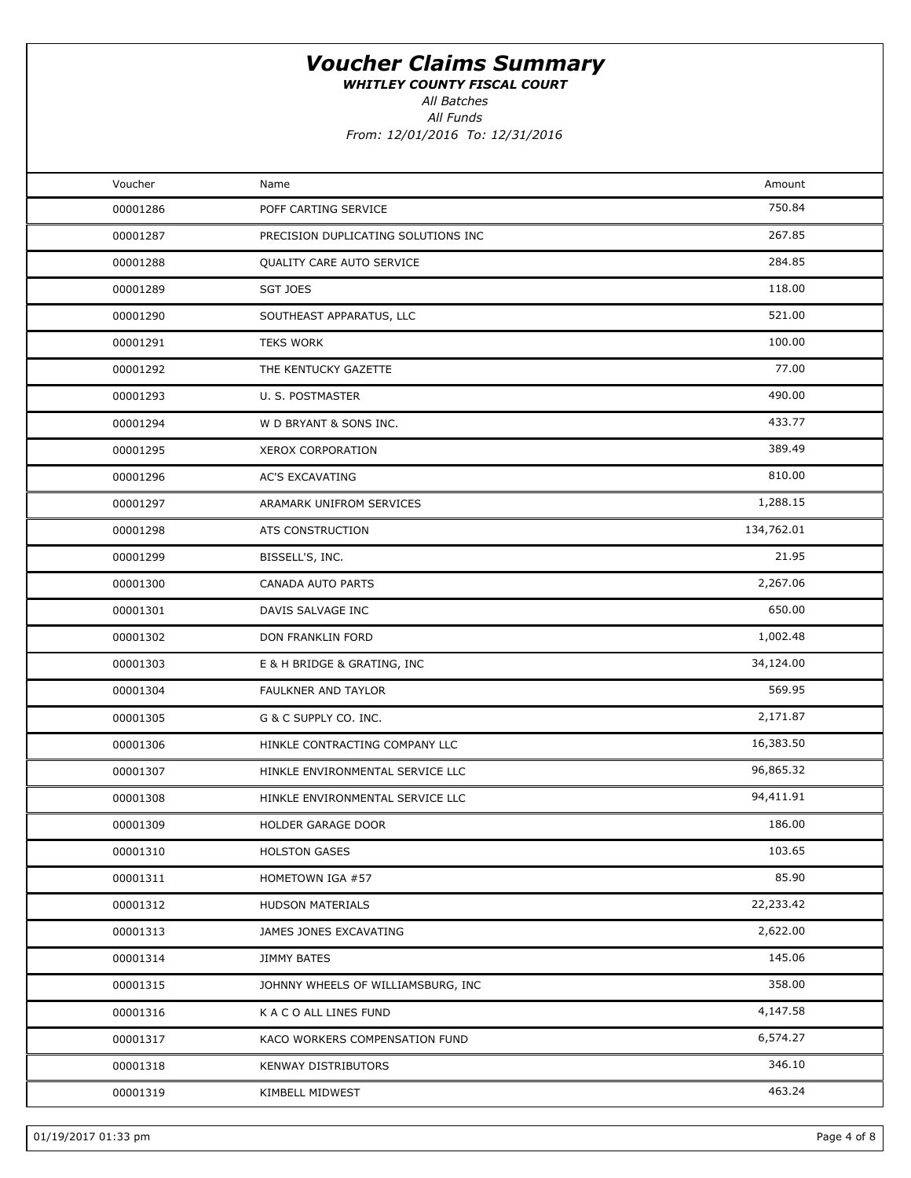# *Voucher Claims Summary*

***WHITLEY COUNTY FISCAL COURT***

*All Batches*

*All Funds*

*From: 12/01/2016 To: 12/31/2016*

| Voucher | Name | Amount |
|---|---|---|
| 00001286 | POFF CARTING SERVICE | 750.84 |
| 00001287 | PRECISION DUPLICATING SOLUTIONS INC | 267.85 |
| 00001288 | QUALITY CARE AUTO SERVICE | 284.85 |
| 00001289 | SGT JOES | 118.00 |
| 00001290 | SOUTHEAST APPARATUS, LLC | 521.00 |
| 00001291 | TEKS WORK | 100.00 |
| 00001292 | THE KENTUCKY GAZETTE | 77.00 |
| 00001293 | U. S. POSTMASTER | 490.00 |
| 00001294 | W D BRYANT & SONS INC. | 433.77 |
| 00001295 | XEROX CORPORATION | 389.49 |
| 00001296 | AC'S EXCAVATING | 810.00 |
| 00001297 | ARAMARK UNIFROM SERVICES | 1,288.15 |
| 00001298 | ATS CONSTRUCTION | 134,762.01 |
| 00001299 | BISSELL'S, INC. | 21.95 |
| 00001300 | CANADA AUTO PARTS | 2,267.06 |
| 00001301 | DAVIS SALVAGE INC | 650.00 |
| 00001302 | DON FRANKLIN FORD | 1,002.48 |
| 00001303 | E & H BRIDGE & GRATING, INC | 34,124.00 |
| 00001304 | FAULKNER AND TAYLOR | 569.95 |
| 00001305 | G & C SUPPLY CO. INC. | 2,171.87 |
| 00001306 | HINKLE CONTRACTING COMPANY LLC | 16,383.50 |
| 00001307 | HINKLE ENVIRONMENTAL SERVICE LLC | 96,865.32 |
| 00001308 | HINKLE ENVIRONMENTAL SERVICE LLC | 94,411.91 |
| 00001309 | HOLDER GARAGE DOOR | 186.00 |
| 00001310 | HOLSTON GASES | 103.65 |
| 00001311 | HOMETOWN IGA #57 | 85.90 |
| 00001312 | HUDSON MATERIALS | 22,233.42 |
| 00001313 | JAMES JONES EXCAVATING | 2,622.00 |
| 00001314 | JIMMY BATES | 145.06 |
| 00001315 | JOHNNY WHEELS OF WILLIAMSBURG, INC | 358.00 |
| 00001316 | K A C O ALL LINES FUND | 4,147.58 |
| 00001317 | KACO WORKERS COMPENSATION FUND | 6,574.27 |
| 00001318 | KENWAY DISTRIBUTORS | 346.10 |
| 00001319 | KIMBELL MIDWEST | 463.24 |

01/19/2017 01:33 pm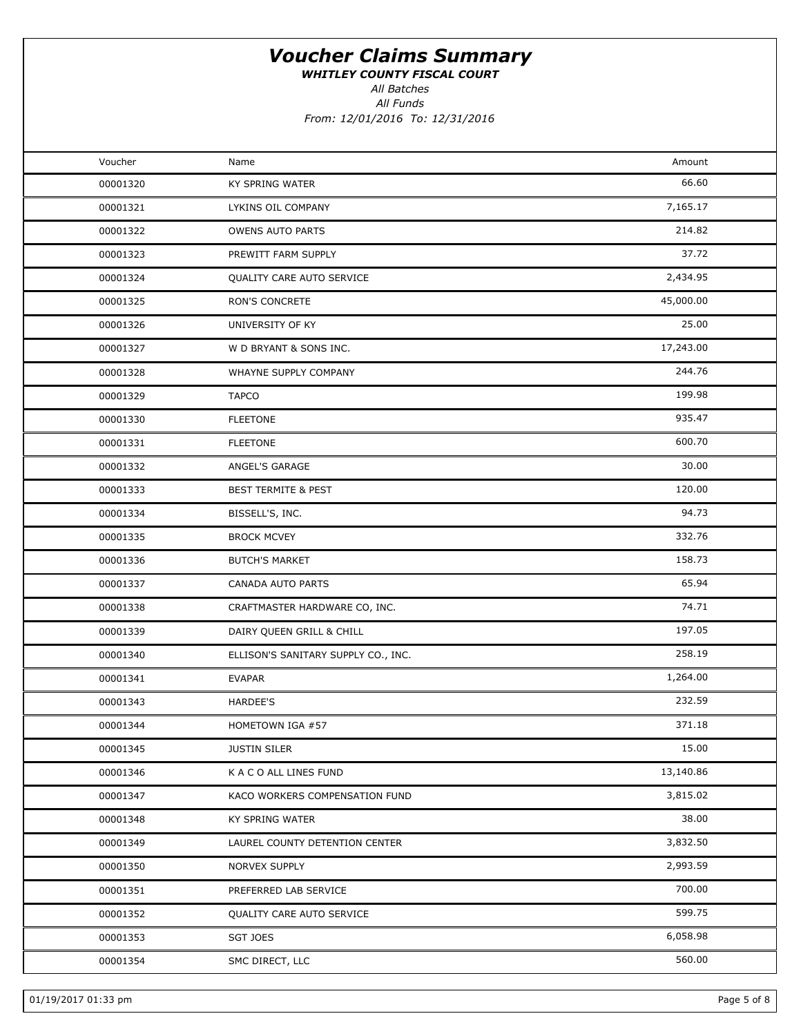# Voucher Claims Summary

***WHITLEY COUNTY FISCAL COURT***

*All Batches*

*All Funds*

*From: 12/01/2016 To: 12/31/2016*

| Voucher | Name | Amount |
|---|---|---|
| 00001320 | KY SPRING WATER | 66.60 |
| 00001321 | LYKINS OIL COMPANY | 7,165.17 |
| 00001322 | OWENS AUTO PARTS | 214.82 |
| 00001323 | PREWITT FARM SUPPLY | 37.72 |
| 00001324 | QUALITY CARE AUTO SERVICE | 2,434.95 |
| 00001325 | RON'S CONCRETE | 45,000.00 |
| 00001326 | UNIVERSITY OF KY | 25.00 |
| 00001327 | W D BRYANT & SONS INC. | 17,243.00 |
| 00001328 | WHAYNE SUPPLY COMPANY | 244.76 |
| 00001329 | TAPCO | 199.98 |
| 00001330 | FLEETONE | 935.47 |
| 00001331 | FLEETONE | 600.70 |
| 00001332 | ANGEL'S GARAGE | 30.00 |
| 00001333 | BEST TERMITE & PEST | 120.00 |
| 00001334 | BISSELL'S, INC. | 94.73 |
| 00001335 | BROCK MCVEY | 332.76 |
| 00001336 | BUTCH'S MARKET | 158.73 |
| 00001337 | CANADA AUTO PARTS | 65.94 |
| 00001338 | CRAFTMASTER HARDWARE CO, INC. | 74.71 |
| 00001339 | DAIRY QUEEN GRILL & CHILL | 197.05 |
| 00001340 | ELLISON'S SANITARY SUPPLY CO., INC. | 258.19 |
| 00001341 | EVAPAR | 1,264.00 |
| 00001343 | HARDEE'S | 232.59 |
| 00001344 | HOMETOWN IGA #57 | 371.18 |
| 00001345 | JUSTIN SILER | 15.00 |
| 00001346 | K A C O ALL LINES FUND | 13,140.86 |
| 00001347 | KACO WORKERS COMPENSATION FUND | 3,815.02 |
| 00001348 | KY SPRING WATER | 38.00 |
| 00001349 | LAUREL COUNTY DETENTION CENTER | 3,832.50 |
| 00001350 | NORVEX SUPPLY | 2,993.59 |
| 00001351 | PREFERRED LAB SERVICE | 700.00 |
| 00001352 | QUALITY CARE AUTO SERVICE | 599.75 |
| 00001353 | SGT JOES | 6,058.98 |
| 00001354 | SMC DIRECT, LLC | 560.00 |

01/19/2017 01:33 pm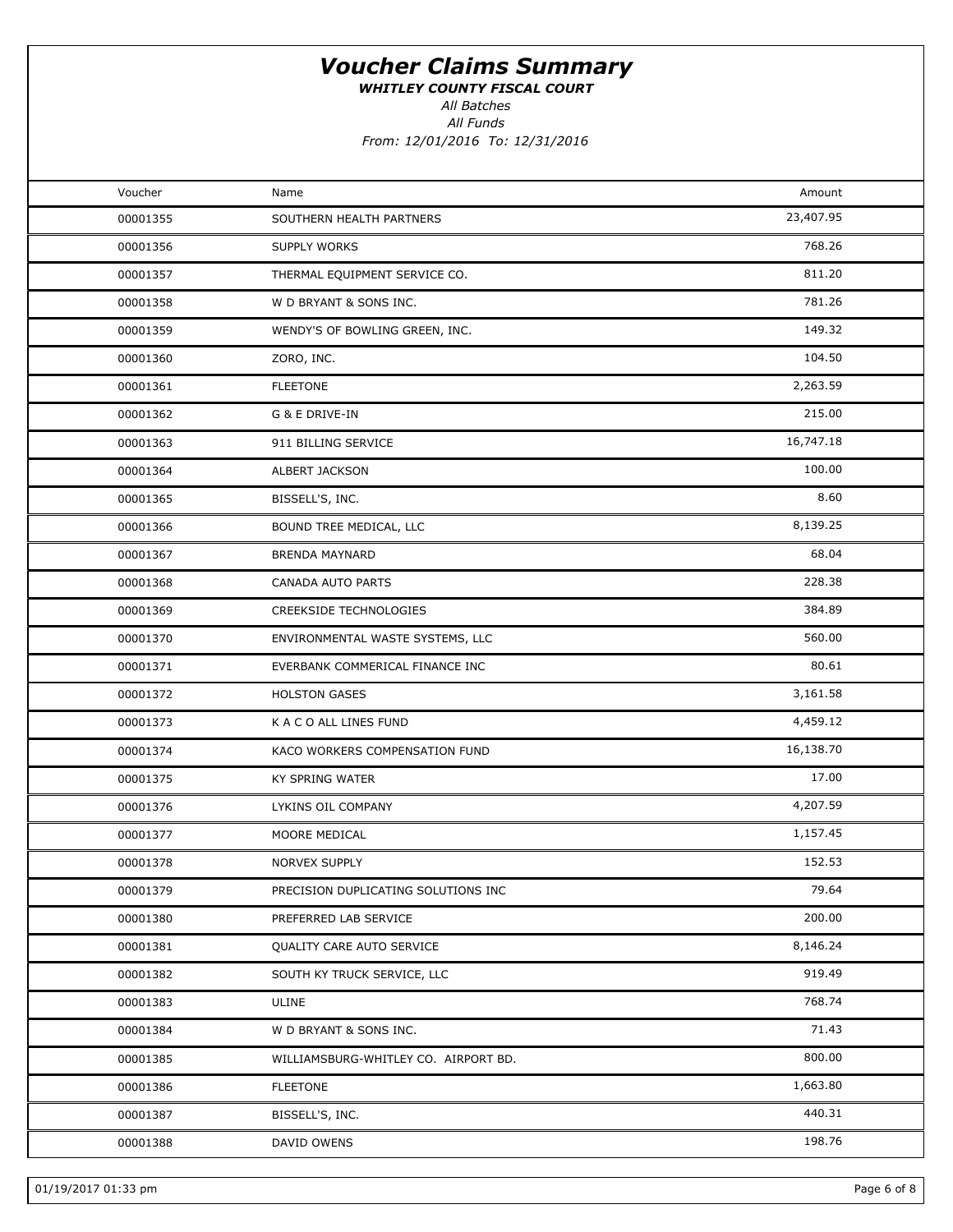# Voucher Claims Summary

***WHITLEY COUNTY FISCAL COURT***

*All Batches*

*All Funds*

*From: 12/01/2016 To: 12/31/2016*

| Voucher | Name | Amount |
|---|---|---|
| 00001355 | SOUTHERN HEALTH PARTNERS | 23,407.95 |
| 00001356 | SUPPLY WORKS | 768.26 |
| 00001357 | THERMAL EQUIPMENT SERVICE CO. | 811.20 |
| 00001358 | W D BRYANT & SONS INC. | 781.26 |
| 00001359 | WENDY'S OF BOWLING GREEN, INC. | 149.32 |
| 00001360 | ZORO, INC. | 104.50 |
| 00001361 | FLEETONE | 2,263.59 |
| 00001362 | G & E DRIVE-IN | 215.00 |
| 00001363 | 911 BILLING SERVICE | 16,747.18 |
| 00001364 | ALBERT JACKSON | 100.00 |
| 00001365 | BISSELL'S, INC. | 8.60 |
| 00001366 | BOUND TREE MEDICAL, LLC | 8,139.25 |
| 00001367 | BRENDA MAYNARD | 68.04 |
| 00001368 | CANADA AUTO PARTS | 228.38 |
| 00001369 | CREEKSIDE TECHNOLOGIES | 384.89 |
| 00001370 | ENVIRONMENTAL WASTE SYSTEMS, LLC | 560.00 |
| 00001371 | EVERBANK COMMERICAL FINANCE INC | 80.61 |
| 00001372 | HOLSTON GASES | 3,161.58 |
| 00001373 | K A C O ALL LINES FUND | 4,459.12 |
| 00001374 | KACO WORKERS COMPENSATION FUND | 16,138.70 |
| 00001375 | KY SPRING WATER | 17.00 |
| 00001376 | LYKINS OIL COMPANY | 4,207.59 |
| 00001377 | MOORE MEDICAL | 1,157.45 |
| 00001378 | NORVEX SUPPLY | 152.53 |
| 00001379 | PRECISION DUPLICATING SOLUTIONS INC | 79.64 |
| 00001380 | PREFERRED LAB SERVICE | 200.00 |
| 00001381 | QUALITY CARE AUTO SERVICE | 8,146.24 |
| 00001382 | SOUTH KY TRUCK SERVICE, LLC | 919.49 |
| 00001383 | ULINE | 768.74 |
| 00001384 | W D BRYANT & SONS INC. | 71.43 |
| 00001385 | WILLIAMSBURG-WHITLEY CO. AIRPORT BD. | 800.00 |
| 00001386 | FLEETONE | 1,663.80 |
| 00001387 | BISSELL'S, INC. | 440.31 |
| 00001388 | DAVID OWENS | 198.76 |

01/19/2017 01:33 pm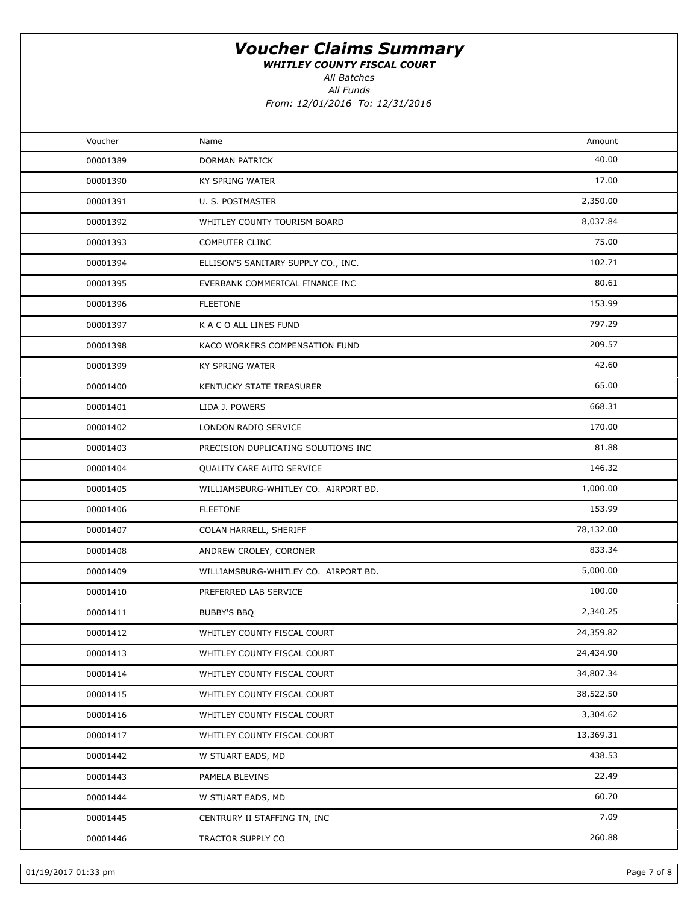# Voucher Claims Summary

***WHITLEY COUNTY FISCAL COURT***

*All Batches*

*All Funds*

*From: 12/01/2016 To: 12/31/2016*

| Voucher | Name | Amount |
|---|---|---|
| 00001389 | DORMAN PATRICK | 40.00 |
| 00001390 | KY SPRING WATER | 17.00 |
| 00001391 | U. S. POSTMASTER | 2,350.00 |
| 00001392 | WHITLEY COUNTY TOURISM BOARD | 8,037.84 |
| 00001393 | COMPUTER CLINC | 75.00 |
| 00001394 | ELLISON'S SANITARY SUPPLY CO., INC. | 102.71 |
| 00001395 | EVERBANK COMMERICAL FINANCE INC | 80.61 |
| 00001396 | FLEETONE | 153.99 |
| 00001397 | K A C O ALL LINES FUND | 797.29 |
| 00001398 | KACO WORKERS COMPENSATION FUND | 209.57 |
| 00001399 | KY SPRING WATER | 42.60 |
| 00001400 | KENTUCKY STATE TREASURER | 65.00 |
| 00001401 | LIDA J. POWERS | 668.31 |
| 00001402 | LONDON RADIO SERVICE | 170.00 |
| 00001403 | PRECISION DUPLICATING SOLUTIONS INC | 81.88 |
| 00001404 | QUALITY CARE AUTO SERVICE | 146.32 |
| 00001405 | WILLIAMSBURG-WHITLEY CO. AIRPORT BD. | 1,000.00 |
| 00001406 | FLEETONE | 153.99 |
| 00001407 | COLAN HARRELL, SHERIFF | 78,132.00 |
| 00001408 | ANDREW CROLEY, CORONER | 833.34 |
| 00001409 | WILLIAMSBURG-WHITLEY CO. AIRPORT BD. | 5,000.00 |
| 00001410 | PREFERRED LAB SERVICE | 100.00 |
| 00001411 | BUBBY'S BBQ | 2,340.25 |
| 00001412 | WHITLEY COUNTY FISCAL COURT | 24,359.82 |
| 00001413 | WHITLEY COUNTY FISCAL COURT | 24,434.90 |
| 00001414 | WHITLEY COUNTY FISCAL COURT | 34,807.34 |
| 00001415 | WHITLEY COUNTY FISCAL COURT | 38,522.50 |
| 00001416 | WHITLEY COUNTY FISCAL COURT | 3,304.62 |
| 00001417 | WHITLEY COUNTY FISCAL COURT | 13,369.31 |
| 00001442 | W STUART EADS, MD | 438.53 |
| 00001443 | PAMELA BLEVINS | 22.49 |
| 00001444 | W STUART EADS, MD | 60.70 |
| 00001445 | CENTRURY II STAFFING TN, INC | 7.09 |
| 00001446 | TRACTOR SUPPLY CO | 260.88 |

01/19/2017 01:33 pm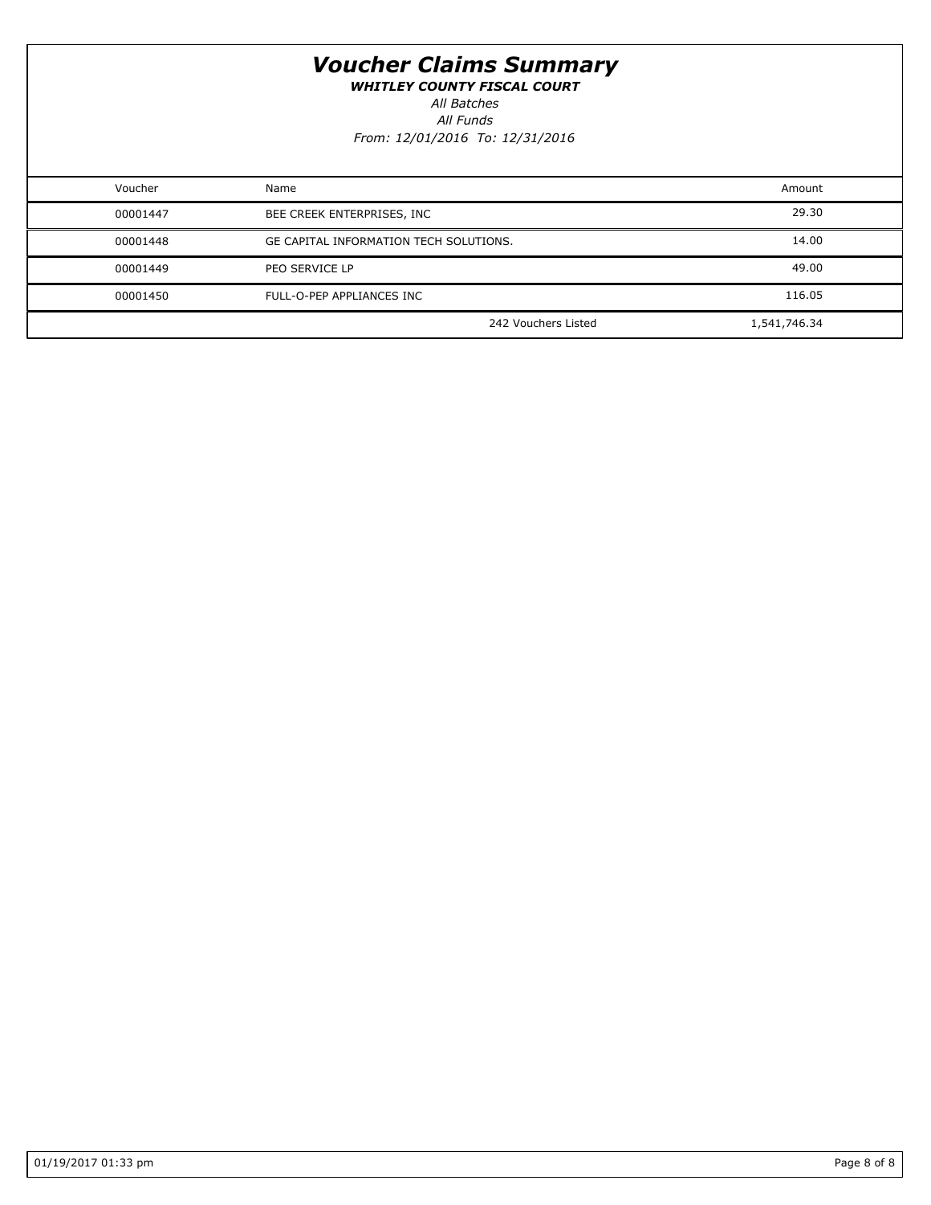# *Voucher Claims Summary*

***WHITLEY COUNTY FISCAL COURT***

*All Batches*

*All Funds*

*From: 12/01/2016 To: 12/31/2016*

| Voucher | Name | Amount |
|---|---|---|
| 00001447 | BEE CREEK ENTERPRISES, INC | 29.30 |
| 00001448 | GE CAPITAL INFORMATION TECH SOLUTIONS. | 14.00 |
| 00001449 | PEO SERVICE LP | 49.00 |
| 00001450 | FULL-O-PEP APPLIANCES INC | 116.05 |
| | 242 Vouchers Listed | 1,541,746.34 |

01/19/2017 01:33 pm